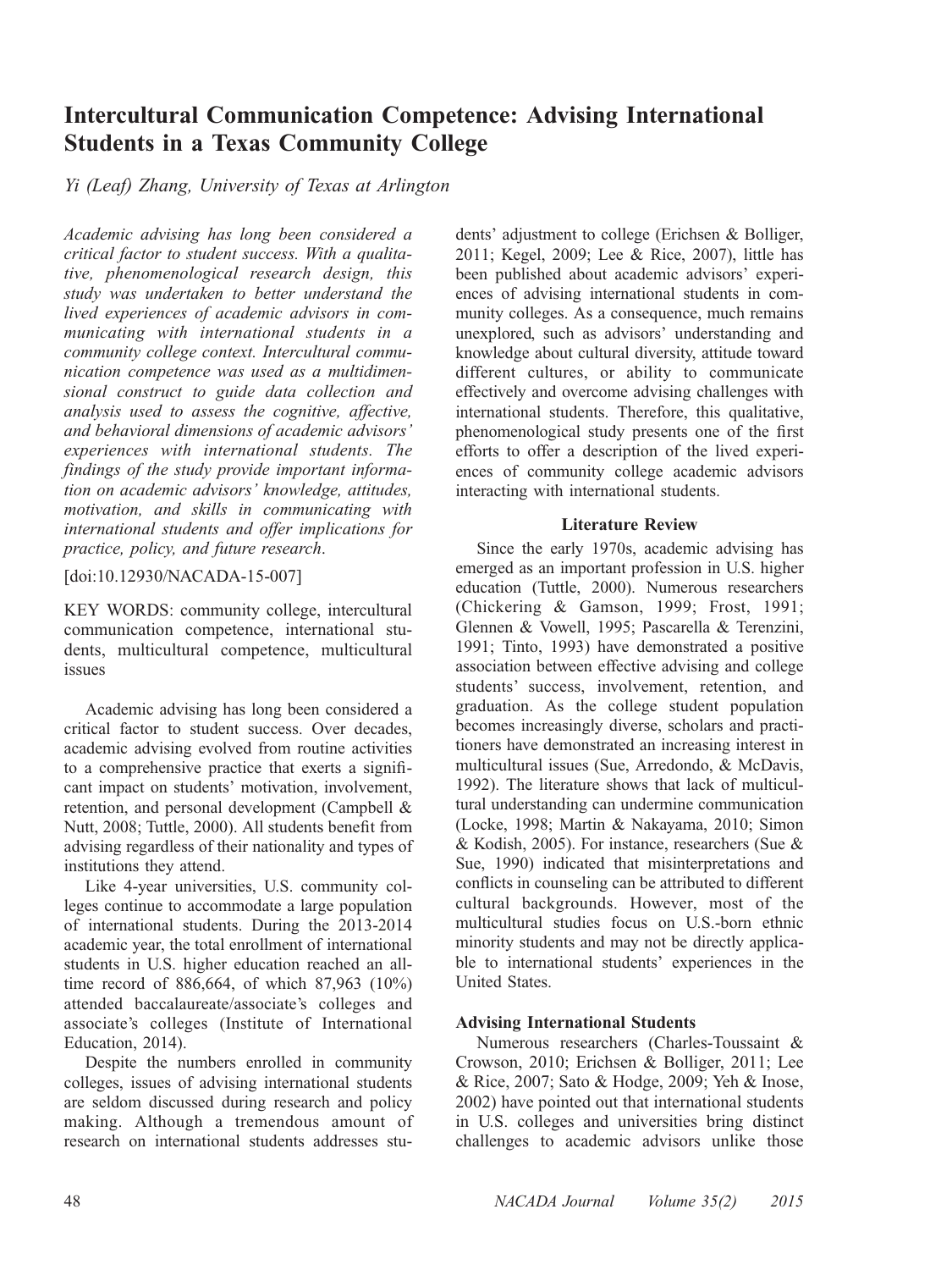# Intercultural Communication Competence: Advising International Students in a Texas Community College

*Yi (Leaf) Zhang, University of Texas at Arlington*

*Academic advising has long been considered a critical factor to student success. With a qualitative, phenomenological research design, this study was undertaken to better understand the lived experiences of academic advisors in communicating with international students in a community college context. Intercultural communication competence was used as a multidimensional construct to guide data collection and analysis used to assess the cognitive, affective, and behavioral dimensions of academic advisors' experiences with international students. The findings of the study provide important information on academic advisors' knowledge, attitudes, motivation, and skills in communicating with international students and offer implications for practice, policy, and future research.*

[doi:10.12930/NACADA-15-007]

KEY WORDS: community college, intercultural communication competence, international students, multicultural competence, multicultural issues

Academic advising has long been considered a critical factor to student success. Over decades, academic advising evolved from routine activities to a comprehensive practice that exerts a significant impact on students' motivation, involvement, retention, and personal development (Campbell & Nutt, 2008; Tuttle, 2000). All students benefit from advising regardless of their nationality and types of institutions they attend.

Like 4-year universities, U.S. community colleges continue to accommodate a large population of international students. During the 2013-2014 academic year, the total enrollment of international students in U.S. higher education reached an all-time record of 886,664, of which 87,963 (10%) attended baccalaureate/associate's colleges and associate's colleges (Institute of International Education, 2014).

Despite the numbers enrolled in community colleges, issues of advising international students are seldom discussed during research and policy making. Although a tremendous amount of research on international students addresses students' adjustment to college (Erichsen & Bolliger, 2011; Kegel, 2009; Lee & Rice, 2007), little has been published about academic advisors' experiences of advising international students in community colleges. As a consequence, much remains unexplored, such as advisors' understanding and knowledge about cultural diversity, attitude toward different cultures, or ability to communicate effectively and overcome advising challenges with international students. Therefore, this qualitative, phenomenological study presents one of the first efforts to offer a description of the lived experiences of community college academic advisors interacting with international students.

## Literature Review

Since the early 1970s, academic advising has emerged as an important profession in U.S. higher education (Tuttle, 2000). Numerous researchers (Chickering & Gamson, 1999; Frost, 1991; Glennen & Vowell, 1995; Pascarella & Terenzini, 1991; Tinto, 1993) have demonstrated a positive association between effective advising and college students' success, involvement, retention, and graduation. As the college student population becomes increasingly diverse, scholars and practitioners have demonstrated an increasing interest in multicultural issues (Sue, Arredondo, & McDavis, 1992). The literature shows that lack of multicultural understanding can undermine communication (Locke, 1998; Martin & Nakayama, 2010; Simon & Kodish, 2005). For instance, researchers (Sue & Sue, 1990) indicated that misinterpretations and conflicts in counseling can be attributed to different cultural backgrounds. However, most of the multicultural studies focus on U.S.-born ethnic minority students and may not be directly applicable to international students' experiences in the United States.

### Advising International Students

Numerous researchers (Charles-Toussaint & Crowson, 2010; Erichsen & Bolliger, 2011; Lee & Rice, 2007; Sato & Hodge, 2009; Yeh & Inose, 2002) have pointed out that international students in U.S. colleges and universities bring distinct challenges to academic advisors unlike those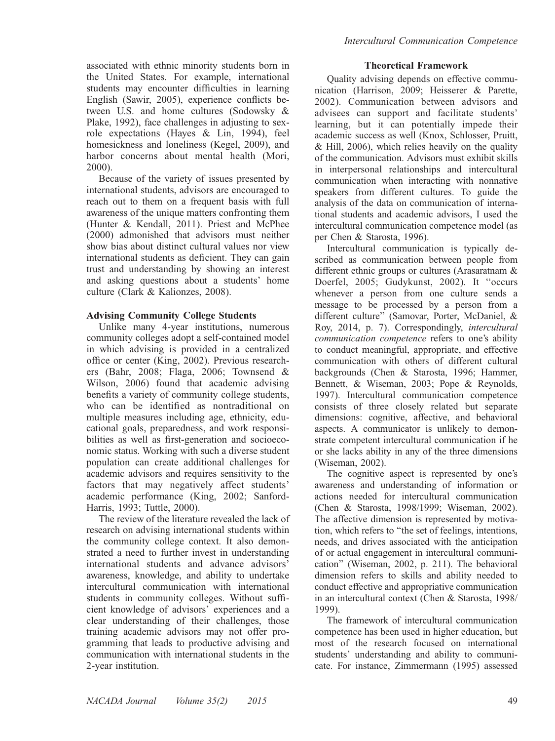associated with ethnic minority students born in the United States. For example, international students may encounter difficulties in learning English (Sawir, 2005), experience conflicts between U.S. and home cultures (Sodowsky & Plake, 1992), face challenges in adjusting to sex-role expectations (Hayes & Lin, 1994), feel homesickness and loneliness (Kegel, 2009), and harbor concerns about mental health (Mori, 2000).

Because of the variety of issues presented by international students, advisors are encouraged to reach out to them on a frequent basis with full awareness of the unique matters confronting them (Hunter & Kendall, 2011). Priest and McPhee (2000) admonished that advisors must neither show bias about distinct cultural values nor view international students as deficient. They can gain trust and understanding by showing an interest and asking questions about a students' home culture (Clark & Kalionzes, 2008).

### Advising Community College Students

Unlike many 4-year institutions, numerous community colleges adopt a self-contained model in which advising is provided in a centralized office or center (King, 2002). Previous researchers (Bahr, 2008; Flaga, 2006; Townsend & Wilson, 2006) found that academic advising benefits a variety of community college students, who can be identified as nontraditional on multiple measures including age, ethnicity, educational goals, preparedness, and work responsibilities as well as first-generation and socioeconomic status. Working with such a diverse student population can create additional challenges for academic advisors and requires sensitivity to the factors that may negatively affect students' academic performance (King, 2002; Sanford-Harris, 1993; Tuttle, 2000).

The review of the literature revealed the lack of research on advising international students within the community college context. It also demonstrated a need to further invest in understanding international students and advance advisors' awareness, knowledge, and ability to undertake intercultural communication with international students in community colleges. Without sufficient knowledge of advisors' experiences and a clear understanding of their challenges, those training academic advisors may not offer programming that leads to productive advising and communication with international students in the 2-year institution.

## Theoretical Framework

Quality advising depends on effective communication (Harrison, 2009; Heisserer & Parette, 2002). Communication between advisors and advisees can support and facilitate students' learning, but it can potentially impede their academic success as well (Knox, Schlosser, Pruitt, & Hill, 2006), which relies heavily on the quality of the communication. Advisors must exhibit skills in interpersonal relationships and intercultural communication when interacting with nonnative speakers from different cultures. To guide the analysis of the data on communication of international students and academic advisors, I used the intercultural communication competence model (as per Chen & Starosta, 1996).

Intercultural communication is typically described as communication between people from different ethnic groups or cultures (Arasaratnam & Doerfel, 2005; Gudykunst, 2002). It "occurs whenever a person from one culture sends a message to be processed by a person from a different culture" (Samovar, Porter, McDaniel, & Roy, 2014, p. 7). Correspondingly, *intercultural communication competence* refers to one's ability to conduct meaningful, appropriate, and effective communication with others of different cultural backgrounds (Chen & Starosta, 1996; Hammer, Bennett, & Wiseman, 2003; Pope & Reynolds, 1997). Intercultural communication competence consists of three closely related but separate dimensions: cognitive, affective, and behavioral aspects. A communicator is unlikely to demonstrate competent intercultural communication if he or she lacks ability in any of the three dimensions (Wiseman, 2002).

The cognitive aspect is represented by one's awareness and understanding of information or actions needed for intercultural communication (Chen & Starosta, 1998/1999; Wiseman, 2002). The affective dimension is represented by motivation, which refers to "the set of feelings, intentions, needs, and drives associated with the anticipation of or actual engagement in intercultural communication" (Wiseman, 2002, p. 211). The behavioral dimension refers to skills and ability needed to conduct effective and appropriative communication in an intercultural context (Chen & Starosta, 1998/1999).

The framework of intercultural communication competence has been used in higher education, but most of the research focused on international students' understanding and ability to communicate. For instance, Zimmermann (1995) assessed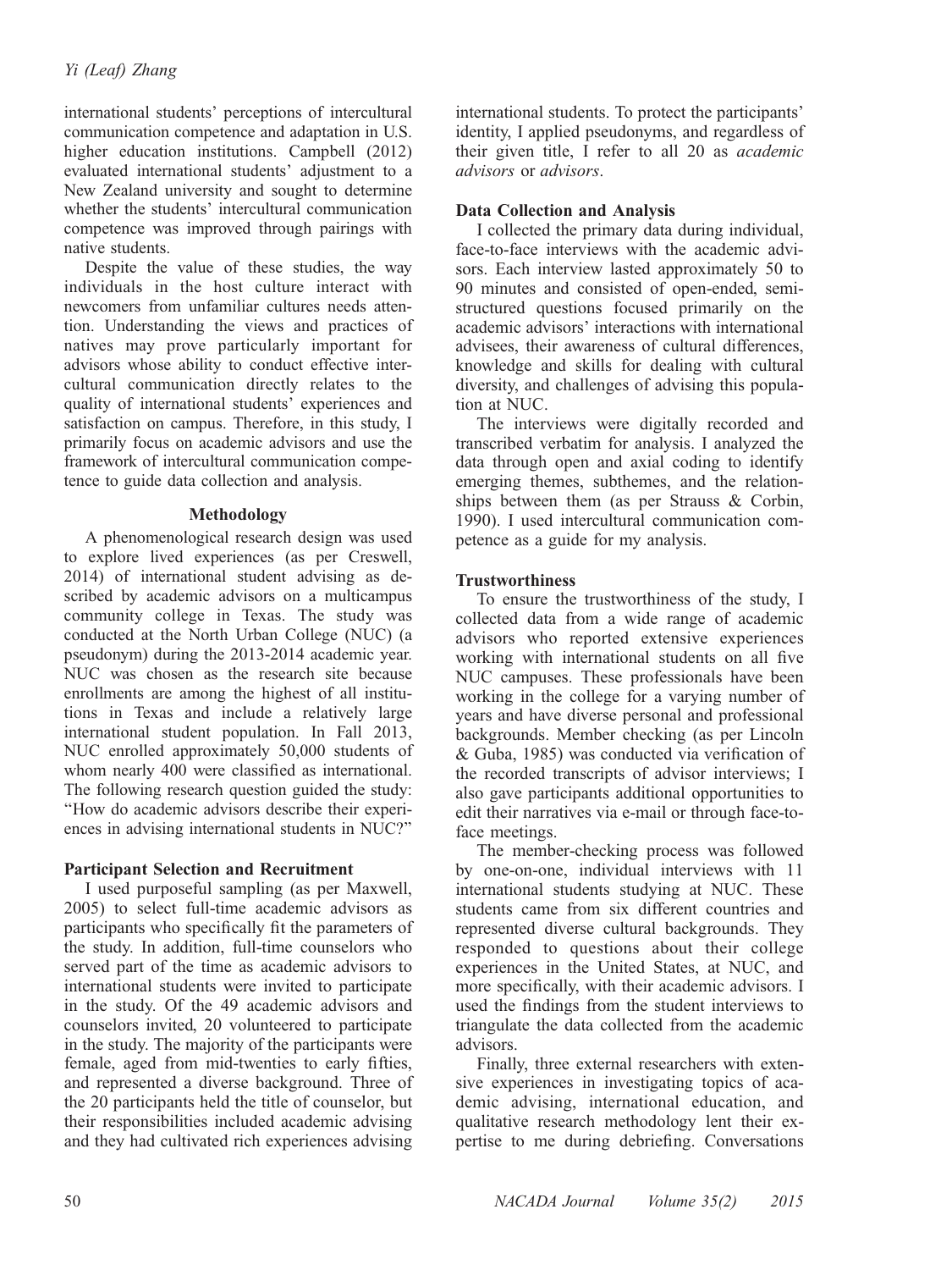international students' perceptions of intercultural communication competence and adaptation in U.S. higher education institutions. Campbell (2012) evaluated international students' adjustment to a New Zealand university and sought to determine whether the students' intercultural communication competence was improved through pairings with native students.

Despite the value of these studies, the way individuals in the host culture interact with newcomers from unfamiliar cultures needs attention. Understanding the views and practices of natives may prove particularly important for advisors whose ability to conduct effective intercultural communication directly relates to the quality of international students' experiences and satisfaction on campus. Therefore, in this study, I primarily focus on academic advisors and use the framework of intercultural communication competence to guide data collection and analysis.

## Methodology

A phenomenological research design was used to explore lived experiences (as per Creswell, 2014) of international student advising as described by academic advisors on a multicampus community college in Texas. The study was conducted at the North Urban College (NUC) (a pseudonym) during the 2013-2014 academic year. NUC was chosen as the research site because enrollments are among the highest of all institutions in Texas and include a relatively large international student population. In Fall 2013, NUC enrolled approximately 50,000 students of whom nearly 400 were classified as international. The following research question guided the study: "How do academic advisors describe their experiences in advising international students in NUC?"

### Participant Selection and Recruitment

I used purposeful sampling (as per Maxwell, 2005) to select full-time academic advisors as participants who specifically fit the parameters of the study. In addition, full-time counselors who served part of the time as academic advisors to international students were invited to participate in the study. Of the 49 academic advisors and counselors invited, 20 volunteered to participate in the study. The majority of the participants were female, aged from mid-twenties to early fifties, and represented a diverse background. Three of the 20 participants held the title of counselor, but their responsibilities included academic advising and they had cultivated rich experiences advising international students. To protect the participants' identity, I applied pseudonyms, and regardless of their given title, I refer to all 20 as *academic advisors* or *advisors*.

### Data Collection and Analysis

I collected the primary data during individual, face-to-face interviews with the academic advisors. Each interview lasted approximately 50 to 90 minutes and consisted of open-ended, semi-structured questions focused primarily on the academic advisors' interactions with international advisees, their awareness of cultural differences, knowledge and skills for dealing with cultural diversity, and challenges of advising this population at NUC.

The interviews were digitally recorded and transcribed verbatim for analysis. I analyzed the data through open and axial coding to identify emerging themes, subthemes, and the relationships between them (as per Strauss & Corbin, 1990). I used intercultural communication competence as a guide for my analysis.

### Trustworthiness

To ensure the trustworthiness of the study, I collected data from a wide range of academic advisors who reported extensive experiences working with international students on all five NUC campuses. These professionals have been working in the college for a varying number of years and have diverse personal and professional backgrounds. Member checking (as per Lincoln & Guba, 1985) was conducted via verification of the recorded transcripts of advisor interviews; I also gave participants additional opportunities to edit their narratives via e-mail or through face-to-face meetings.

The member-checking process was followed by one-on-one, individual interviews with 11 international students studying at NUC. These students came from six different countries and represented diverse cultural backgrounds. They responded to questions about their college experiences in the United States, at NUC, and more specifically, with their academic advisors. I used the findings from the student interviews to triangulate the data collected from the academic advisors.

Finally, three external researchers with extensive experiences in investigating topics of academic advising, international education, and qualitative research methodology lent their expertise to me during debriefing. Conversations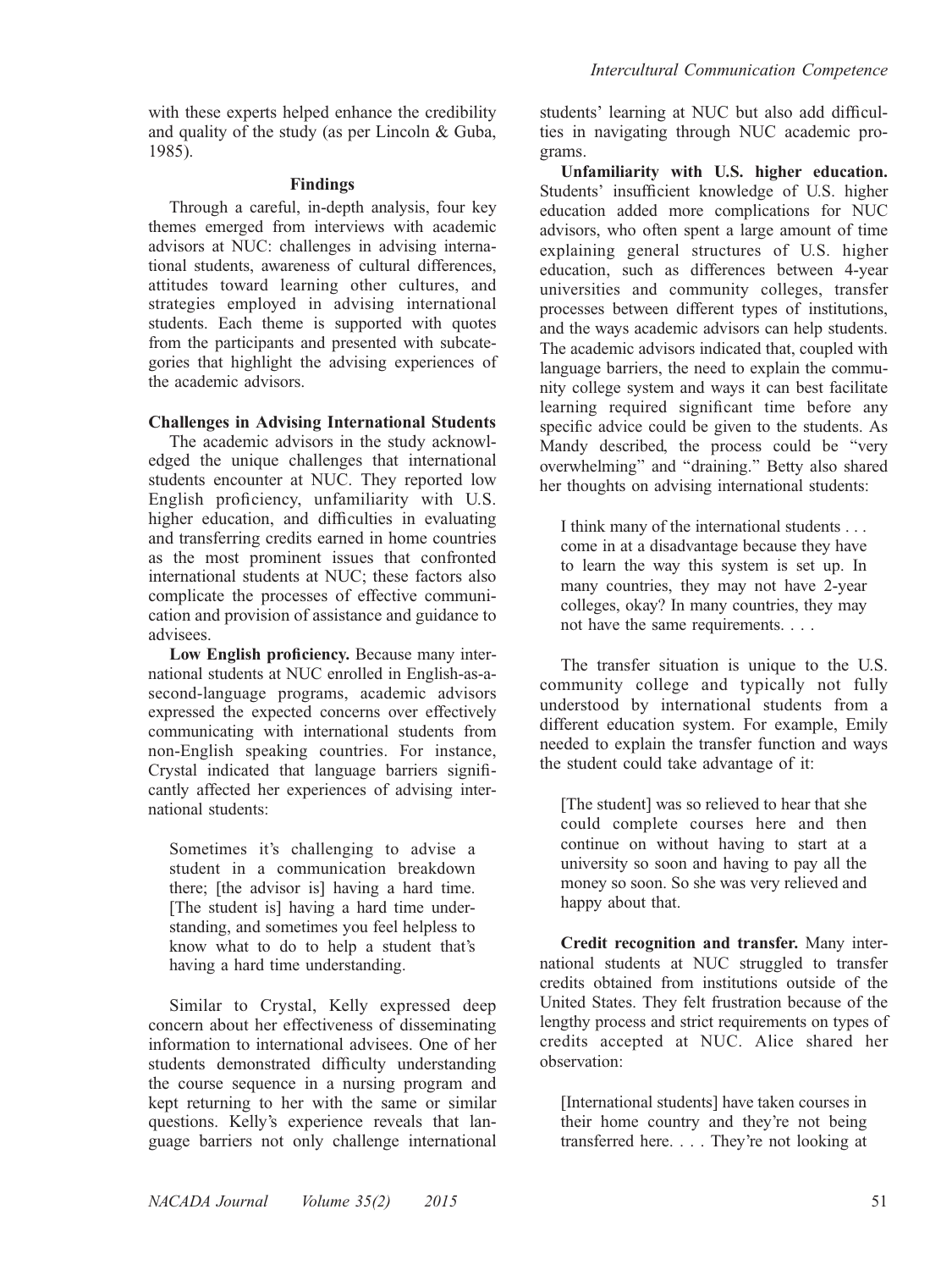with these experts helped enhance the credibility and quality of the study (as per Lincoln & Guba, 1985).

## Findings

Through a careful, in-depth analysis, four key themes emerged from interviews with academic advisors at NUC: challenges in advising international students, awareness of cultural differences, attitudes toward learning other cultures, and strategies employed in advising international students. Each theme is supported with quotes from the participants and presented with subcategories that highlight the advising experiences of the academic advisors.

### Challenges in Advising International Students

The academic advisors in the study acknowledged the unique challenges that international students encounter at NUC. They reported low English proficiency, unfamiliarity with U.S. higher education, and difficulties in evaluating and transferring credits earned in home countries as the most prominent issues that confronted international students at NUC; these factors also complicate the processes of effective communication and provision of assistance and guidance to advisees.

**Low English proficiency.** Because many international students at NUC enrolled in English-as-a-second-language programs, academic advisors expressed the expected concerns over effectively communicating with international students from non-English speaking countries. For instance, Crystal indicated that language barriers significantly affected her experiences of advising international students:

> Sometimes it's challenging to advise a student in a communication breakdown there; [the advisor is] having a hard time. [The student is] having a hard time understanding, and sometimes you feel helpless to know what to do to help a student that's having a hard time understanding.

Similar to Crystal, Kelly expressed deep concern about her effectiveness of disseminating information to international advisees. One of her students demonstrated difficulty understanding the course sequence in a nursing program and kept returning to her with the same or similar questions. Kelly's experience reveals that language barriers not only challenge international students' learning at NUC but also add difficulties in navigating through NUC academic programs.

**Unfamiliarity with U.S. higher education.** Students' insufficient knowledge of U.S. higher education added more complications for NUC advisors, who often spent a large amount of time explaining general structures of U.S. higher education, such as differences between 4-year universities and community colleges, transfer processes between different types of institutions, and the ways academic advisors can help students. The academic advisors indicated that, coupled with language barriers, the need to explain the community college system and ways it can best facilitate learning required significant time before any specific advice could be given to the students. As Mandy described, the process could be "very overwhelming" and "draining." Betty also shared her thoughts on advising international students:

> I think many of the international students . . . come in at a disadvantage because they have to learn the way this system is set up. In many countries, they may not have 2-year colleges, okay? In many countries, they may not have the same requirements. . . .

The transfer situation is unique to the U.S. community college and typically not fully understood by international students from a different education system. For example, Emily needed to explain the transfer function and ways the student could take advantage of it:

> [The student] was so relieved to hear that she could complete courses here and then continue on without having to start at a university so soon and having to pay all the money so soon. So she was very relieved and happy about that.

**Credit recognition and transfer.** Many international students at NUC struggled to transfer credits obtained from institutions outside of the United States. They felt frustration because of the lengthy process and strict requirements on types of credits accepted at NUC. Alice shared her observation:

> [International students] have taken courses in their home country and they're not being transferred here. . . . They're not looking at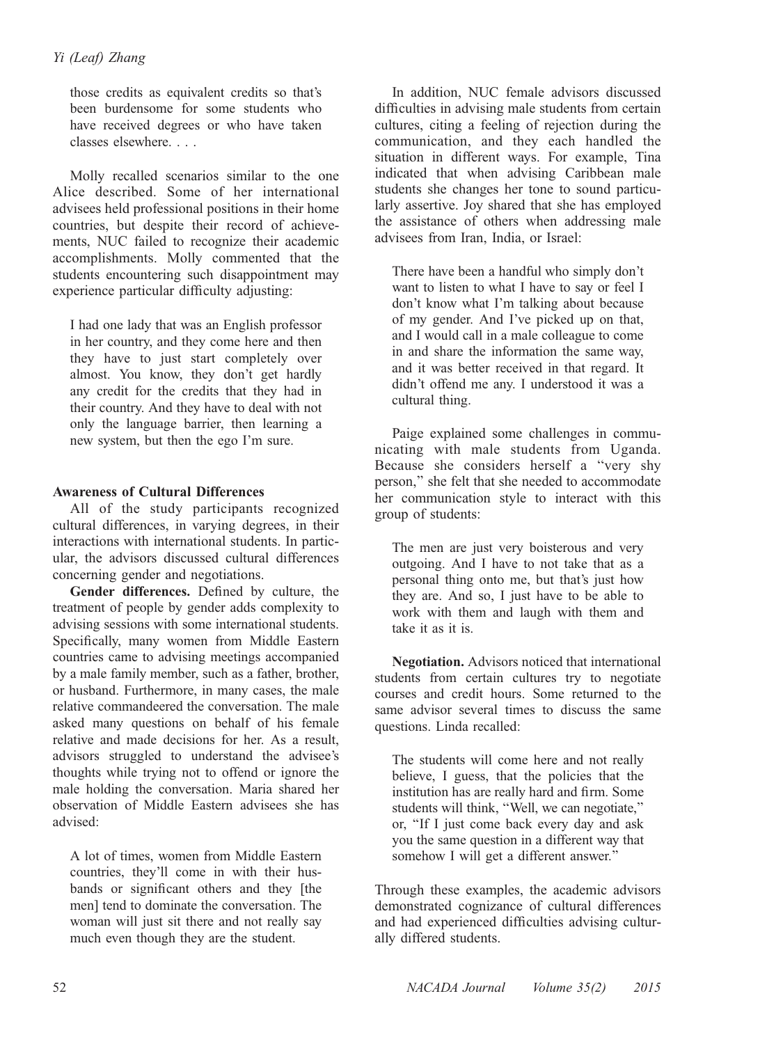those credits as equivalent credits so that's been burdensome for some students who have received degrees or who have taken classes elsewhere. . . .

Molly recalled scenarios similar to the one Alice described. Some of her international advisees held professional positions in their home countries, but despite their record of achievements, NUC failed to recognize their academic accomplishments. Molly commented that the students encountering such disappointment may experience particular difficulty adjusting:

> I had one lady that was an English professor in her country, and they come here and then they have to just start completely over almost. You know, they don't get hardly any credit for the credits that they had in their country. And they have to deal with not only the language barrier, then learning a new system, but then the ego I'm sure.

### Awareness of Cultural Differences

All of the study participants recognized cultural differences, in varying degrees, in their interactions with international students. In particular, the advisors discussed cultural differences concerning gender and negotiations.

**Gender differences.** Defined by culture, the treatment of people by gender adds complexity to advising sessions with some international students. Specifically, many women from Middle Eastern countries came to advising meetings accompanied by a male family member, such as a father, brother, or husband. Furthermore, in many cases, the male relative commandeered the conversation. The male asked many questions on behalf of his female relative and made decisions for her. As a result, advisors struggled to understand the advisee's thoughts while trying not to offend or ignore the male holding the conversation. Maria shared her observation of Middle Eastern advisees she has advised:

> A lot of times, women from Middle Eastern countries, they'll come in with their husbands or significant others and they [the men] tend to dominate the conversation. The woman will just sit there and not really say much even though they are the student.

In addition, NUC female advisors discussed difficulties in advising male students from certain cultures, citing a feeling of rejection during the communication, and they each handled the situation in different ways. For example, Tina indicated that when advising Caribbean male students she changes her tone to sound particularly assertive. Joy shared that she has employed the assistance of others when addressing male advisees from Iran, India, or Israel:

> There have been a handful who simply don't want to listen to what I have to say or feel I don't know what I'm talking about because of my gender. And I've picked up on that, and I would call in a male colleague to come in and share the information the same way, and it was better received in that regard. It didn't offend me any. I understood it was a cultural thing.

Paige explained some challenges in communicating with male students from Uganda. Because she considers herself a "very shy person," she felt that she needed to accommodate her communication style to interact with this group of students:

> The men are just very boisterous and very outgoing. And I have to not take that as a personal thing onto me, but that's just how they are. And so, I just have to be able to work with them and laugh with them and take it as it is.

**Negotiation.** Advisors noticed that international students from certain cultures try to negotiate courses and credit hours. Some returned to the same advisor several times to discuss the same questions. Linda recalled:

> The students will come here and not really believe, I guess, that the policies that the institution has are really hard and firm. Some students will think, "Well, we can negotiate," or, "If I just come back every day and ask you the same question in a different way that somehow I will get a different answer."

Through these examples, the academic advisors demonstrated cognizance of cultural differences and had experienced difficulties advising culturally differed students.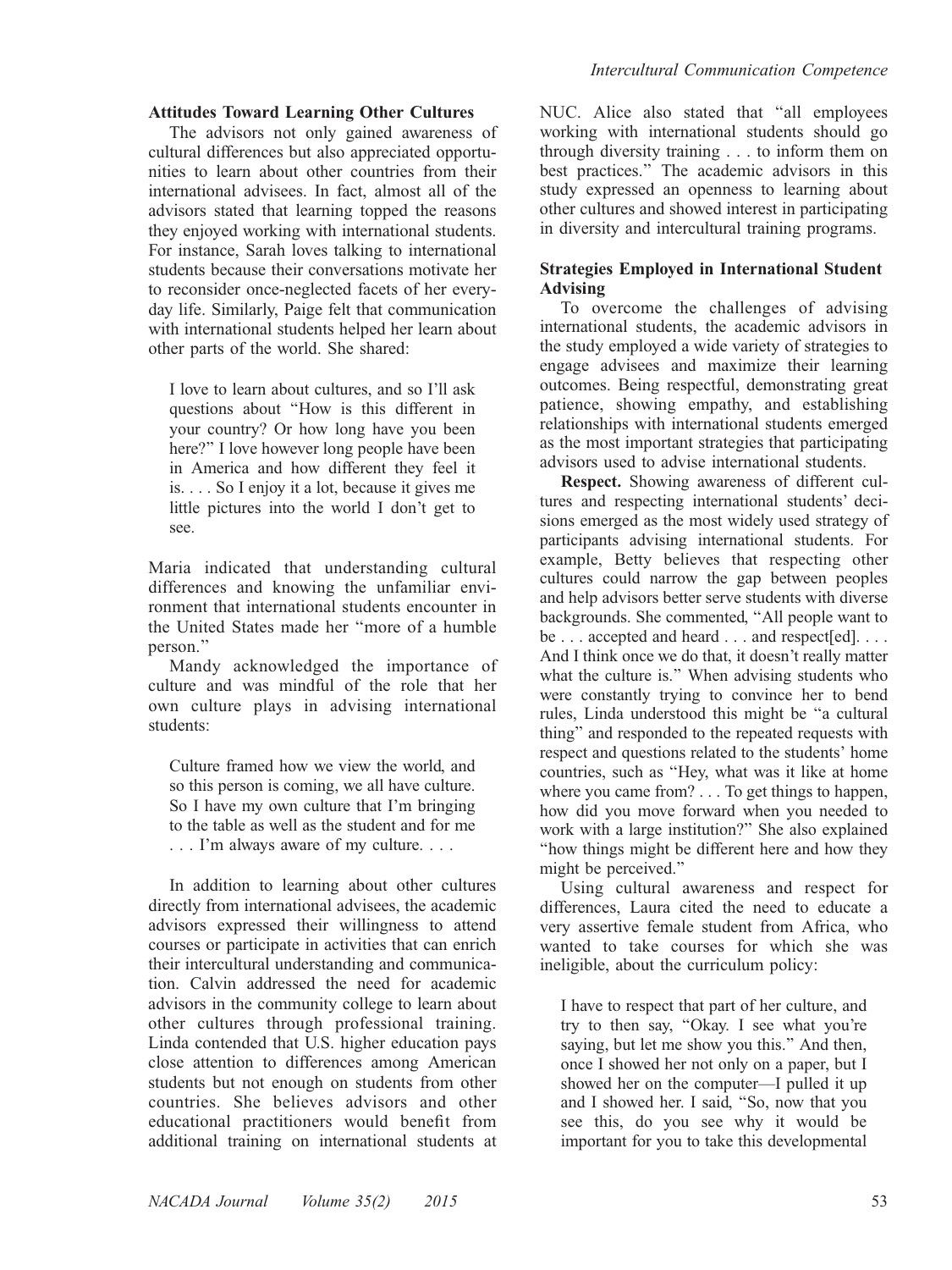### Attitudes Toward Learning Other Cultures

The advisors not only gained awareness of cultural differences but also appreciated opportunities to learn about other countries from their international advisees. In fact, almost all of the advisors stated that learning topped the reasons they enjoyed working with international students. For instance, Sarah loves talking to international students because their conversations motivate her to reconsider once-neglected facets of her everyday life. Similarly, Paige felt that communication with international students helped her learn about other parts of the world. She shared:

> I love to learn about cultures, and so I'll ask questions about "How is this different in your country? Or how long have you been here?" I love however long people have been in America and how different they feel it is. . . . So I enjoy it a lot, because it gives me little pictures into the world I don't get to see.

Maria indicated that understanding cultural differences and knowing the unfamiliar environment that international students encounter in the United States made her "more of a humble person."

Mandy acknowledged the importance of culture and was mindful of the role that her own culture plays in advising international students:

> Culture framed how we view the world, and so this person is coming, we all have culture. So I have my own culture that I'm bringing to the table as well as the student and for me . . . I'm always aware of my culture. . . .

In addition to learning about other cultures directly from international advisees, the academic advisors expressed their willingness to attend courses or participate in activities that can enrich their intercultural understanding and communication. Calvin addressed the need for academic advisors in the community college to learn about other cultures through professional training. Linda contended that U.S. higher education pays close attention to differences among American students but not enough on students from other countries. She believes advisors and other educational practitioners would benefit from additional training on international students at NUC. Alice also stated that "all employees working with international students should go through diversity training . . . to inform them on best practices." The academic advisors in this study expressed an openness to learning about other cultures and showed interest in participating in diversity and intercultural training programs.

### Strategies Employed in International Student Advising

To overcome the challenges of advising international students, the academic advisors in the study employed a wide variety of strategies to engage advisees and maximize their learning outcomes. Being respectful, demonstrating great patience, showing empathy, and establishing relationships with international students emerged as the most important strategies that participating advisors used to advise international students.

**Respect.** Showing awareness of different cultures and respecting international students' decisions emerged as the most widely used strategy of participants advising international students. For example, Betty believes that respecting other cultures could narrow the gap between peoples and help advisors better serve students with diverse backgrounds. She commented, "All people want to be . . . accepted and heard . . . and respect[ed]. . . . And I think once we do that, it doesn't really matter what the culture is." When advising students who were constantly trying to convince her to bend rules, Linda understood this might be "a cultural thing" and responded to the repeated requests with respect and questions related to the students' home countries, such as "Hey, what was it like at home where you came from? . . . To get things to happen, how did you move forward when you needed to work with a large institution?" She also explained "how things might be different here and how they might be perceived."

Using cultural awareness and respect for differences, Laura cited the need to educate a very assertive female student from Africa, who wanted to take courses for which she was ineligible, about the curriculum policy:

> I have to respect that part of her culture, and try to then say, "Okay. I see what you're saying, but let me show you this." And then, once I showed her not only on a paper, but I showed her on the computer—I pulled it up and I showed her. I said, "So, now that you see this, do you see why it would be important for you to take this developmental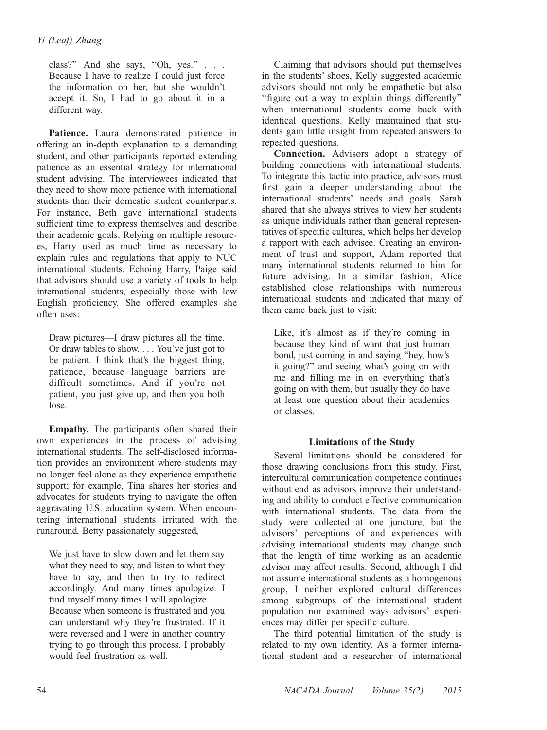class?" And she says, "Oh, yes." . . . Because I have to realize I could just force the information on her, but she wouldn't accept it. So, I had to go about it in a different way.

**Patience.** Laura demonstrated patience in offering an in-depth explanation to a demanding student, and other participants reported extending patience as an essential strategy for international student advising. The interviewees indicated that they need to show more patience with international students than their domestic student counterparts. For instance, Beth gave international students sufficient time to express themselves and describe their academic goals. Relying on multiple resources, Harry used as much time as necessary to explain rules and regulations that apply to NUC international students. Echoing Harry, Paige said that advisors should use a variety of tools to help international students, especially those with low English proficiency. She offered examples she often uses:

> Draw pictures—I draw pictures all the time. Or draw tables to show. . . . You've just got to be patient. I think that's the biggest thing, patience, because language barriers are difficult sometimes. And if you're not patient, you just give up, and then you both lose.

**Empathy.** The participants often shared their own experiences in the process of advising international students. The self-disclosed information provides an environment where students may no longer feel alone as they experience empathetic support; for example, Tina shares her stories and advocates for students trying to navigate the often aggravating U.S. education system. When encountering international students irritated with the runaround, Betty passionately suggested,

> We just have to slow down and let them say what they need to say, and listen to what they have to say, and then to try to redirect accordingly. And many times apologize. I find myself many times I will apologize. . . . Because when someone is frustrated and you can understand why they're frustrated. If it were reversed and I were in another country trying to go through this process, I probably would feel frustration as well.

Claiming that advisors should put themselves in the students' shoes, Kelly suggested academic advisors should not only be empathetic but also "figure out a way to explain things differently" when international students come back with identical questions. Kelly maintained that students gain little insight from repeated answers to repeated questions.

**Connection.** Advisors adopt a strategy of building connections with international students. To integrate this tactic into practice, advisors must first gain a deeper understanding about the international students' needs and goals. Sarah shared that she always strives to view her students as unique individuals rather than general representatives of specific cultures, which helps her develop a rapport with each advisee. Creating an environment of trust and support, Adam reported that many international students returned to him for future advising. In a similar fashion, Alice established close relationships with numerous international students and indicated that many of them came back just to visit:

> Like, it's almost as if they're coming in because they kind of want that just human bond, just coming in and saying "hey, how's it going?" and seeing what's going on with me and filling me in on everything that's going on with them, but usually they do have at least one question about their academics or classes.

## Limitations of the Study

Several limitations should be considered for those drawing conclusions from this study. First, intercultural communication competence continues without end as advisors improve their understanding and ability to conduct effective communication with international students. The data from the study were collected at one juncture, but the advisors' perceptions of and experiences with advising international students may change such that the length of time working as an academic advisor may affect results. Second, although I did not assume international students as a homogenous group, I neither explored cultural differences among subgroups of the international student population nor examined ways advisors' experiences may differ per specific culture.

The third potential limitation of the study is related to my own identity. As a former international student and a researcher of international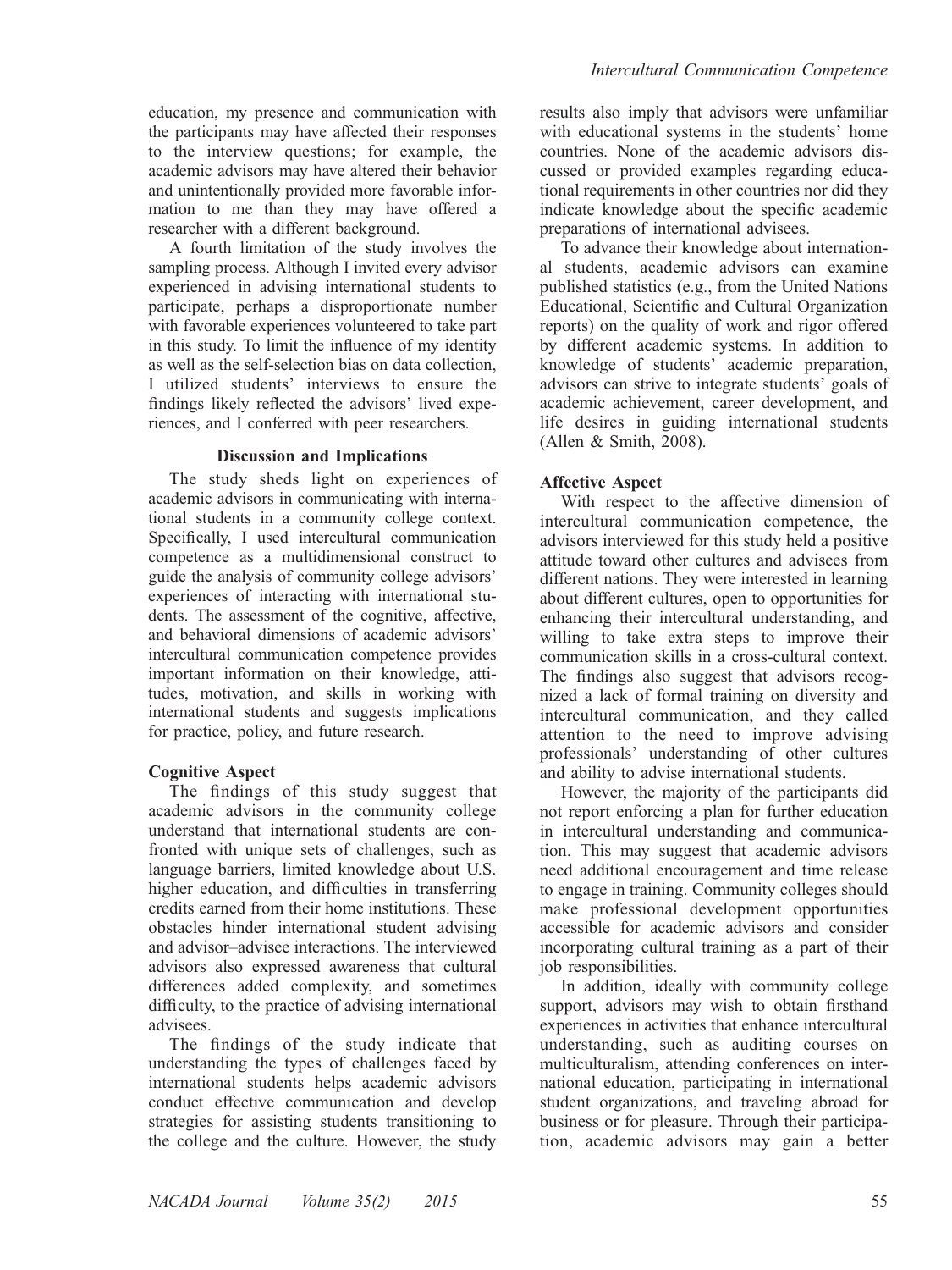education, my presence and communication with the participants may have affected their responses to the interview questions; for example, the academic advisors may have altered their behavior and unintentionally provided more favorable information to me than they may have offered a researcher with a different background.

A fourth limitation of the study involves the sampling process. Although I invited every advisor experienced in advising international students to participate, perhaps a disproportionate number with favorable experiences volunteered to take part in this study. To limit the influence of my identity as well as the self-selection bias on data collection, I utilized students' interviews to ensure the findings likely reflected the advisors' lived experiences, and I conferred with peer researchers.

## Discussion and Implications

The study sheds light on experiences of academic advisors in communicating with international students in a community college context. Specifically, I used intercultural communication competence as a multidimensional construct to guide the analysis of community college advisors' experiences of interacting with international students. The assessment of the cognitive, affective, and behavioral dimensions of academic advisors' intercultural communication competence provides important information on their knowledge, attitudes, motivation, and skills in working with international students and suggests implications for practice, policy, and future research.

### Cognitive Aspect

The findings of this study suggest that academic advisors in the community college understand that international students are confronted with unique sets of challenges, such as language barriers, limited knowledge about U.S. higher education, and difficulties in transferring credits earned from their home institutions. These obstacles hinder international student advising and advisor–advisee interactions. The interviewed advisors also expressed awareness that cultural differences added complexity, and sometimes difficulty, to the practice of advising international advisees.

The findings of the study indicate that understanding the types of challenges faced by international students helps academic advisors conduct effective communication and develop strategies for assisting students transitioning to the college and the culture. However, the study results also imply that advisors were unfamiliar with educational systems in the students' home countries. None of the academic advisors discussed or provided examples regarding educational requirements in other countries nor did they indicate knowledge about the specific academic preparations of international advisees.

To advance their knowledge about international students, academic advisors can examine published statistics (e.g., from the United Nations Educational, Scientific and Cultural Organization reports) on the quality of work and rigor offered by different academic systems. In addition to knowledge of students' academic preparation, advisors can strive to integrate students' goals of academic achievement, career development, and life desires in guiding international students (Allen & Smith, 2008).

### Affective Aspect

With respect to the affective dimension of intercultural communication competence, the advisors interviewed for this study held a positive attitude toward other cultures and advisees from different nations. They were interested in learning about different cultures, open to opportunities for enhancing their intercultural understanding, and willing to take extra steps to improve their communication skills in a cross-cultural context. The findings also suggest that advisors recognized a lack of formal training on diversity and intercultural communication, and they called attention to the need to improve advising professionals' understanding of other cultures and ability to advise international students.

However, the majority of the participants did not report enforcing a plan for further education in intercultural understanding and communication. This may suggest that academic advisors need additional encouragement and time release to engage in training. Community colleges should make professional development opportunities accessible for academic advisors and consider incorporating cultural training as a part of their job responsibilities.

In addition, ideally with community college support, advisors may wish to obtain firsthand experiences in activities that enhance intercultural understanding, such as auditing courses on multiculturalism, attending conferences on international education, participating in international student organizations, and traveling abroad for business or for pleasure. Through their participation, academic advisors may gain a better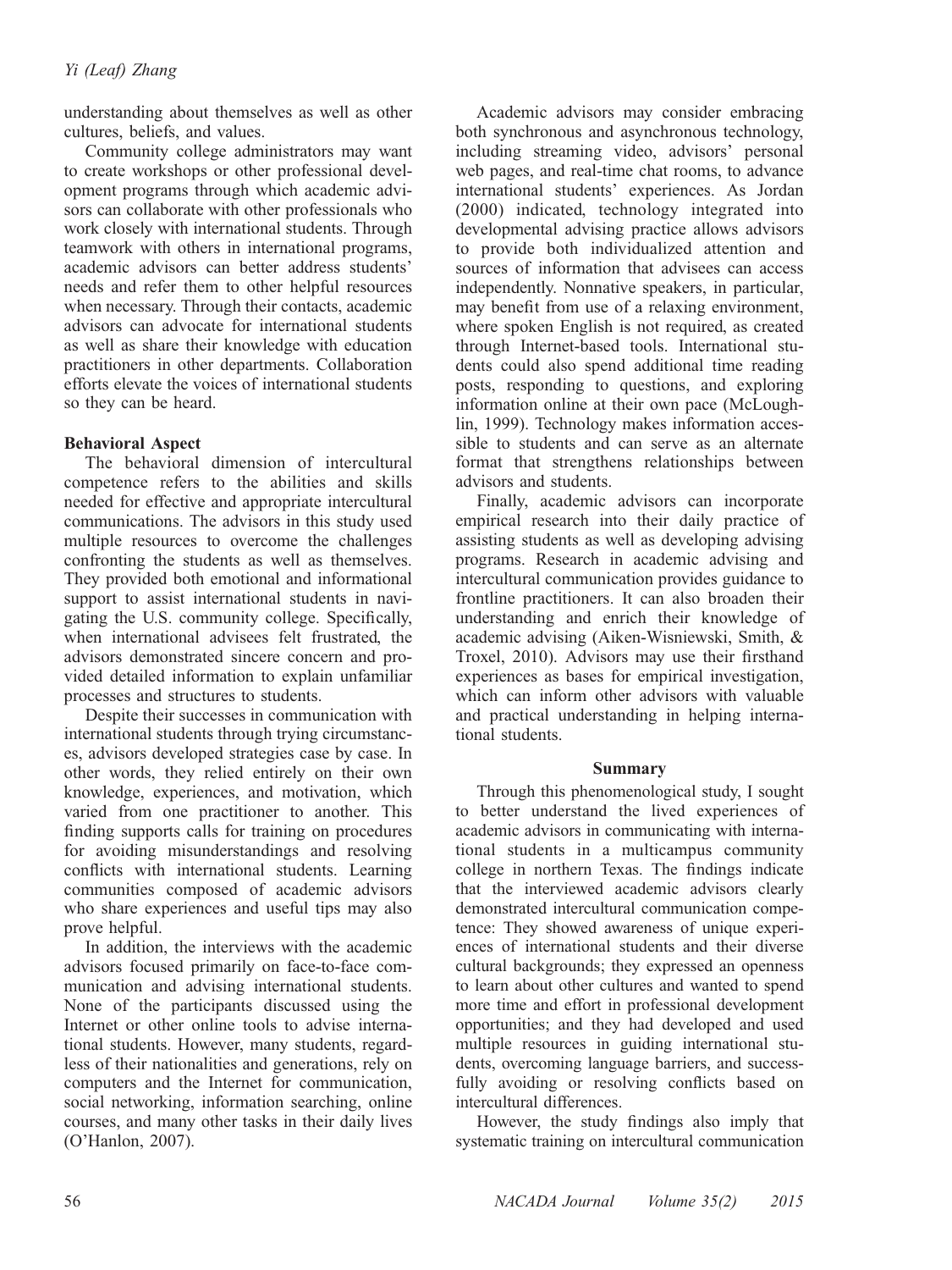understanding about themselves as well as other cultures, beliefs, and values.

Community college administrators may want to create workshops or other professional development programs through which academic advisors can collaborate with other professionals who work closely with international students. Through teamwork with others in international programs, academic advisors can better address students' needs and refer them to other helpful resources when necessary. Through their contacts, academic advisors can advocate for international students as well as share their knowledge with education practitioners in other departments. Collaboration efforts elevate the voices of international students so they can be heard.

### Behavioral Aspect

The behavioral dimension of intercultural competence refers to the abilities and skills needed for effective and appropriate intercultural communications. The advisors in this study used multiple resources to overcome the challenges confronting the students as well as themselves. They provided both emotional and informational support to assist international students in navigating the U.S. community college. Specifically, when international advisees felt frustrated, the advisors demonstrated sincere concern and provided detailed information to explain unfamiliar processes and structures to students.

Despite their successes in communication with international students through trying circumstances, advisors developed strategies case by case. In other words, they relied entirely on their own knowledge, experiences, and motivation, which varied from one practitioner to another. This finding supports calls for training on procedures for avoiding misunderstandings and resolving conflicts with international students. Learning communities composed of academic advisors who share experiences and useful tips may also prove helpful.

In addition, the interviews with the academic advisors focused primarily on face-to-face communication and advising international students. None of the participants discussed using the Internet or other online tools to advise international students. However, many students, regardless of their nationalities and generations, rely on computers and the Internet for communication, social networking, information searching, online courses, and many other tasks in their daily lives (O'Hanlon, 2007).

Academic advisors may consider embracing both synchronous and asynchronous technology, including streaming video, advisors' personal web pages, and real-time chat rooms, to advance international students' experiences. As Jordan (2000) indicated, technology integrated into developmental advising practice allows advisors to provide both individualized attention and sources of information that advisees can access independently. Nonnative speakers, in particular, may benefit from use of a relaxing environment, where spoken English is not required, as created through Internet-based tools. International students could also spend additional time reading posts, responding to questions, and exploring information online at their own pace (McLoughlin, 1999). Technology makes information accessible to students and can serve as an alternate format that strengthens relationships between advisors and students.

Finally, academic advisors can incorporate empirical research into their daily practice of assisting students as well as developing advising programs. Research in academic advising and intercultural communication provides guidance to frontline practitioners. It can also broaden their understanding and enrich their knowledge of academic advising (Aiken-Wisniewski, Smith, & Troxel, 2010). Advisors may use their firsthand experiences as bases for empirical investigation, which can inform other advisors with valuable and practical understanding in helping international students.

## Summary

Through this phenomenological study, I sought to better understand the lived experiences of academic advisors in communicating with international students in a multicampus community college in northern Texas. The findings indicate that the interviewed academic advisors clearly demonstrated intercultural communication competence: They showed awareness of unique experiences of international students and their diverse cultural backgrounds; they expressed an openness to learn about other cultures and wanted to spend more time and effort in professional development opportunities; and they had developed and used multiple resources in guiding international students, overcoming language barriers, and successfully avoiding or resolving conflicts based on intercultural differences.

However, the study findings also imply that systematic training on intercultural communication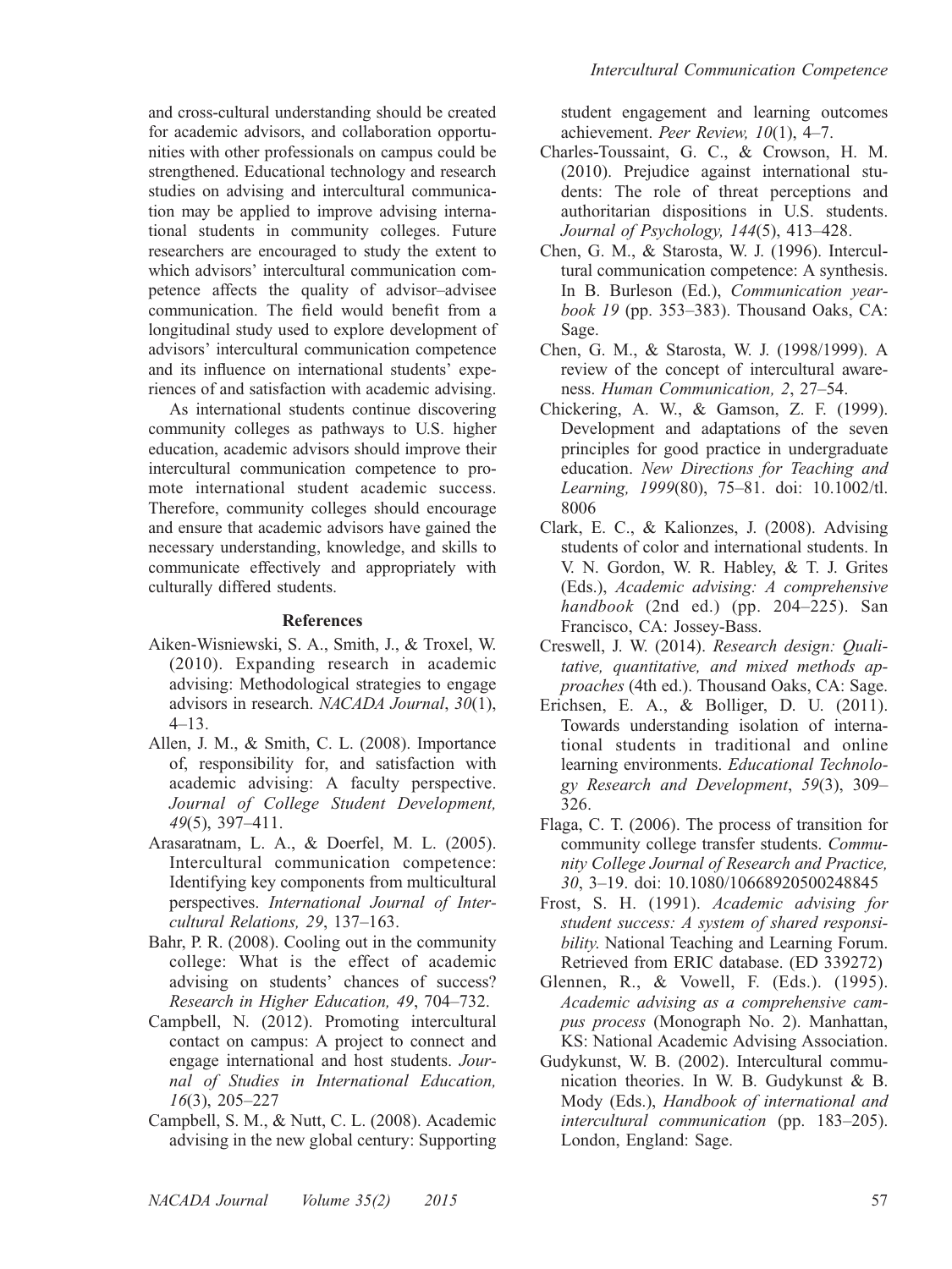and cross-cultural understanding should be created for academic advisors, and collaboration opportunities with other professionals on campus could be strengthened. Educational technology and research studies on advising and intercultural communication may be applied to improve advising international students in community colleges. Future researchers are encouraged to study the extent to which advisors' intercultural communication competence affects the quality of advisor–advisee communication. The field would benefit from a longitudinal study used to explore development of advisors' intercultural communication competence and its influence on international students' experiences of and satisfaction with academic advising.

As international students continue discovering community colleges as pathways to U.S. higher education, academic advisors should improve their intercultural communication competence to promote international student academic success. Therefore, community colleges should encourage and ensure that academic advisors have gained the necessary understanding, knowledge, and skills to communicate effectively and appropriately with culturally differed students.

## References

Aiken-Wisniewski, S. A., Smith, J., & Troxel, W. (2010). Expanding research in academic advising: Methodological strategies to engage advisors in research. *NACADA Journal*, *30*(1), 4–13.

Allen, J. M., & Smith, C. L. (2008). Importance of, responsibility for, and satisfaction with academic advising: A faculty perspective. *Journal of College Student Development, 49*(5), 397–411.

Arasaratnam, L. A., & Doerfel, M. L. (2005). Intercultural communication competence: Identifying key components from multicultural perspectives. *International Journal of Intercultural Relations, 29*, 137–163.

Bahr, P. R. (2008). Cooling out in the community college: What is the effect of academic advising on students' chances of success? *Research in Higher Education, 49*, 704–732.

Campbell, N. (2012). Promoting intercultural contact on campus: A project to connect and engage international and host students. *Journal of Studies in International Education, 16*(3), 205–227

Campbell, S. M., & Nutt, C. L. (2008). Academic advising in the new global century: Supporting student engagement and learning outcomes achievement. *Peer Review, 10*(1), 4–7.

Charles-Toussaint, G. C., & Crowson, H. M. (2010). Prejudice against international students: The role of threat perceptions and authoritarian dispositions in U.S. students. *Journal of Psychology, 144*(5), 413–428.

Chen, G. M., & Starosta, W. J. (1996). Intercultural communication competence: A synthesis. In B. Burleson (Ed.), *Communication yearbook 19* (pp. 353–383). Thousand Oaks, CA: Sage.

Chen, G. M., & Starosta, W. J. (1998/1999). A review of the concept of intercultural awareness. *Human Communication, 2*, 27–54.

Chickering, A. W., & Gamson, Z. F. (1999). Development and adaptations of the seven principles for good practice in undergraduate education. *New Directions for Teaching and Learning, 1999*(80), 75–81. doi: 10.1002/tl.8006

Clark, E. C., & Kalionzes, J. (2008). Advising students of color and international students. In V. N. Gordon, W. R. Habley, & T. J. Grites (Eds.), *Academic advising: A comprehensive handbook* (2nd ed.) (pp. 204–225). San Francisco, CA: Jossey-Bass.

Creswell, J. W. (2014). *Research design: Qualitative, quantitative, and mixed methods approaches* (4th ed.). Thousand Oaks, CA: Sage.

Erichsen, E. A., & Bolliger, D. U. (2011). Towards understanding isolation of international students in traditional and online learning environments. *Educational Technology Research and Development*, *59*(3), 309–326.

Flaga, C. T. (2006). The process of transition for community college transfer students. *Community College Journal of Research and Practice, 30*, 3–19. doi: 10.1080/10668920500248845

Frost, S. H. (1991). *Academic advising for student success: A system of shared responsibility.* National Teaching and Learning Forum. Retrieved from ERIC database. (ED 339272)

Glennen, R., & Vowell, F. (Eds.). (1995). *Academic advising as a comprehensive campus process* (Monograph No. 2). Manhattan, KS: National Academic Advising Association.

Gudykunst, W. B. (2002). Intercultural communication theories. In W. B. Gudykunst & B. Mody (Eds.), *Handbook of international and intercultural communication* (pp. 183–205). London, England: Sage.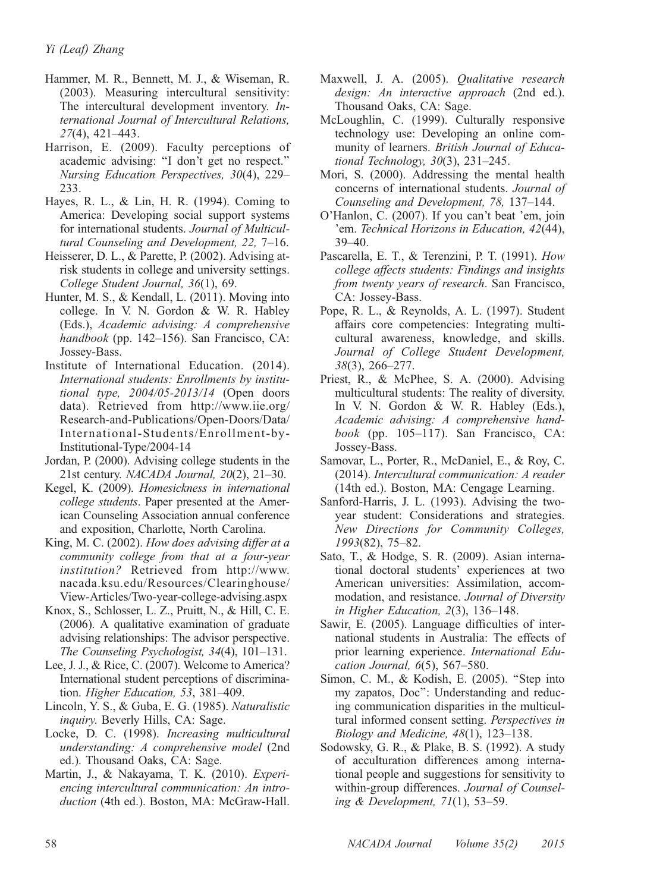Hammer, M. R., Bennett, M. J., & Wiseman, R. (2003). Measuring intercultural sensitivity: The intercultural development inventory. *International Journal of Intercultural Relations, 27*(4), 421–443.

Harrison, E. (2009). Faculty perceptions of academic advising: "I don't get no respect." *Nursing Education Perspectives, 30*(4), 229–233.

Hayes, R. L., & Lin, H. R. (1994). Coming to America: Developing social support systems for international students. *Journal of Multicultural Counseling and Development, 22,* 7–16.

Heisserer, D. L., & Parette, P. (2002). Advising at-risk students in college and university settings. *College Student Journal, 36*(1), 69.

Hunter, M. S., & Kendall, L. (2011). Moving into college. In V. N. Gordon & W. R. Habley (Eds.), *Academic advising: A comprehensive handbook* (pp. 142–156). San Francisco, CA: Jossey-Bass.

Institute of International Education. (2014). *International students: Enrollments by institutional type, 2004/05-2013/14* (Open doors data). Retrieved from http://www.iie.org/Research-and-Publications/Open-Doors/Data/International-Students/Enrollment-by-Institutional-Type/2004-14

Jordan, P. (2000). Advising college students in the 21st century. *NACADA Journal, 20*(2), 21–30.

Kegel, K. (2009). *Homesickness in international college students*. Paper presented at the American Counseling Association annual conference and exposition, Charlotte, North Carolina.

King, M. C. (2002). *How does advising differ at a community college from that at a four-year institution?* Retrieved from http://www.nacada.ksu.edu/Resources/Clearinghouse/View-Articles/Two-year-college-advising.aspx

Knox, S., Schlosser, L. Z., Pruitt, N., & Hill, C. E. (2006). A qualitative examination of graduate advising relationships: The advisor perspective. *The Counseling Psychologist, 34*(4), 101–131.

Lee, J. J., & Rice, C. (2007). Welcome to America? International student perceptions of discrimination. *Higher Education, 53*, 381–409.

Lincoln, Y. S., & Guba, E. G. (1985). *Naturalistic inquiry.* Beverly Hills, CA: Sage.

Locke, D. C. (1998). *Increasing multicultural understanding: A comprehensive model* (2nd ed.). Thousand Oaks, CA: Sage.

Martin, J., & Nakayama, T. K. (2010). *Experiencing intercultural communication: An introduction* (4th ed.). Boston, MA: McGraw-Hall.

Maxwell, J. A. (2005). *Qualitative research design: An interactive approach* (2nd ed.). Thousand Oaks, CA: Sage.

McLoughlin, C. (1999). Culturally responsive technology use: Developing an online community of learners. *British Journal of Educational Technology, 30*(3), 231–245.

Mori, S. (2000). Addressing the mental health concerns of international students. *Journal of Counseling and Development, 78,* 137–144.

O'Hanlon, C. (2007). If you can't beat 'em, join 'em. *Technical Horizons in Education, 42*(44), 39–40.

Pascarella, E. T., & Terenzini, P. T. (1991). *How college affects students: Findings and insights from twenty years of research*. San Francisco, CA: Jossey-Bass.

Pope, R. L., & Reynolds, A. L. (1997). Student affairs core competencies: Integrating multicultural awareness, knowledge, and skills. *Journal of College Student Development, 38*(3), 266–277.

Priest, R., & McPhee, S. A. (2000). Advising multicultural students: The reality of diversity. In V. N. Gordon & W. R. Habley (Eds.), *Academic advising: A comprehensive handbook* (pp. 105–117). San Francisco, CA: Jossey-Bass.

Samovar, L., Porter, R., McDaniel, E., & Roy, C. (2014). *Intercultural communication: A reader* (14th ed.). Boston, MA: Cengage Learning.

Sanford-Harris, J. L. (1993). Advising the two-year student: Considerations and strategies. *New Directions for Community Colleges, 1993*(82), 75–82.

Sato, T., & Hodge, S. R. (2009). Asian international doctoral students' experiences at two American universities: Assimilation, accommodation, and resistance. *Journal of Diversity in Higher Education, 2*(3), 136–148.

Sawir, E. (2005). Language difficulties of international students in Australia: The effects of prior learning experience. *International Education Journal, 6*(5), 567–580.

Simon, C. M., & Kodish, E. (2005). "Step into my zapatos, Doc": Understanding and reducing communication disparities in the multicultural informed consent setting. *Perspectives in Biology and Medicine, 48*(1), 123–138.

Sodowsky, G. R., & Plake, B. S. (1992). A study of acculturation differences among international people and suggestions for sensitivity to within-group differences. *Journal of Counseling & Development, 71*(1), 53–59.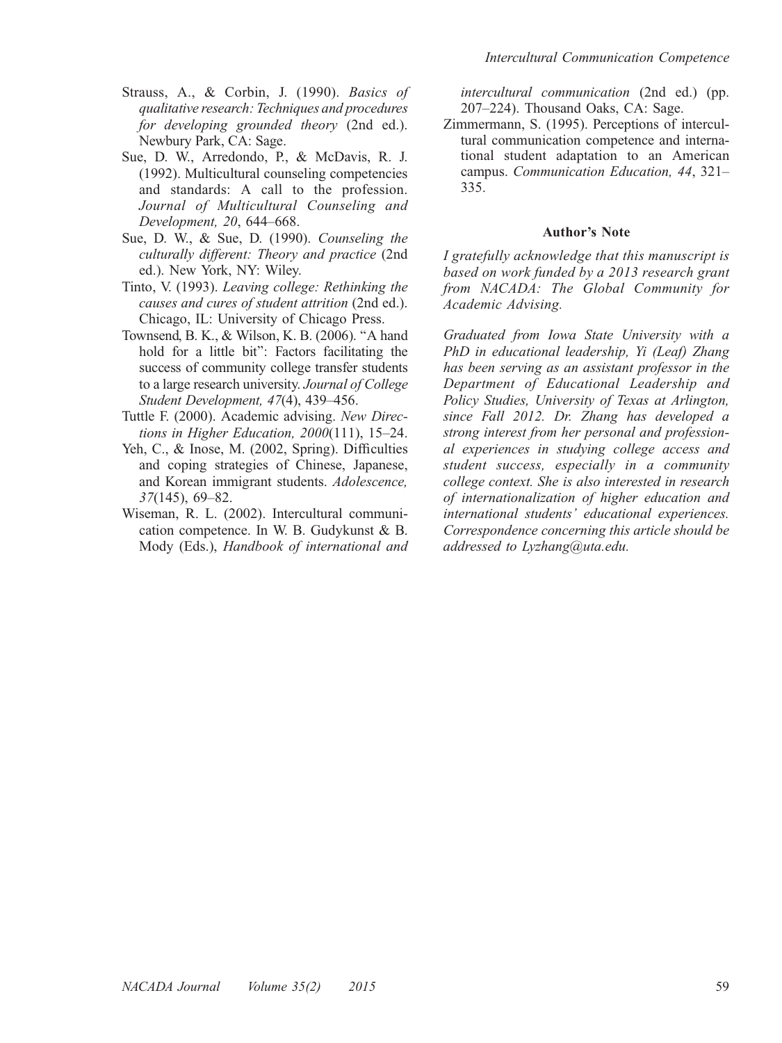Strauss, A., & Corbin, J. (1990). *Basics of qualitative research: Techniques and procedures for developing grounded theory* (2nd ed.). Newbury Park, CA: Sage.

Sue, D. W., Arredondo, P., & McDavis, R. J. (1992). Multicultural counseling competencies and standards: A call to the profession. *Journal of Multicultural Counseling and Development, 20*, 644–668.

Sue, D. W., & Sue, D. (1990). *Counseling the culturally different: Theory and practice* (2nd ed.). New York, NY: Wiley.

Tinto, V. (1993). *Leaving college: Rethinking the causes and cures of student attrition* (2nd ed.). Chicago, IL: University of Chicago Press.

Townsend, B. K., & Wilson, K. B. (2006). "A hand hold for a little bit": Factors facilitating the success of community college transfer students to a large research university. *Journal of College Student Development, 47*(4), 439–456.

Tuttle F. (2000). Academic advising. *New Directions in Higher Education, 2000*(111), 15–24.

Yeh, C., & Inose, M. (2002, Spring). Difficulties and coping strategies of Chinese, Japanese, and Korean immigrant students. *Adolescence, 37*(145), 69–82.

Wiseman, R. L. (2002). Intercultural communication competence. In W. B. Gudykunst & B. Mody (Eds.), *Handbook of international and intercultural communication* (2nd ed.) (pp. 207–224). Thousand Oaks, CA: Sage.

Zimmermann, S. (1995). Perceptions of intercultural communication competence and international student adaptation to an American campus. *Communication Education, 44*, 321–335.

## Author's Note

*I gratefully acknowledge that this manuscript is based on work funded by a 2013 research grant from NACADA: The Global Community for Academic Advising.*

*Graduated from Iowa State University with a PhD in educational leadership, Yi (Leaf) Zhang has been serving as an assistant professor in the Department of Educational Leadership and Policy Studies, University of Texas at Arlington, since Fall 2012. Dr. Zhang has developed a strong interest from her personal and professional experiences in studying college access and student success, especially in a community college context. She is also interested in research of internationalization of higher education and international students' educational experiences. Correspondence concerning this article should be addressed to Lyzhang@uta.edu.*